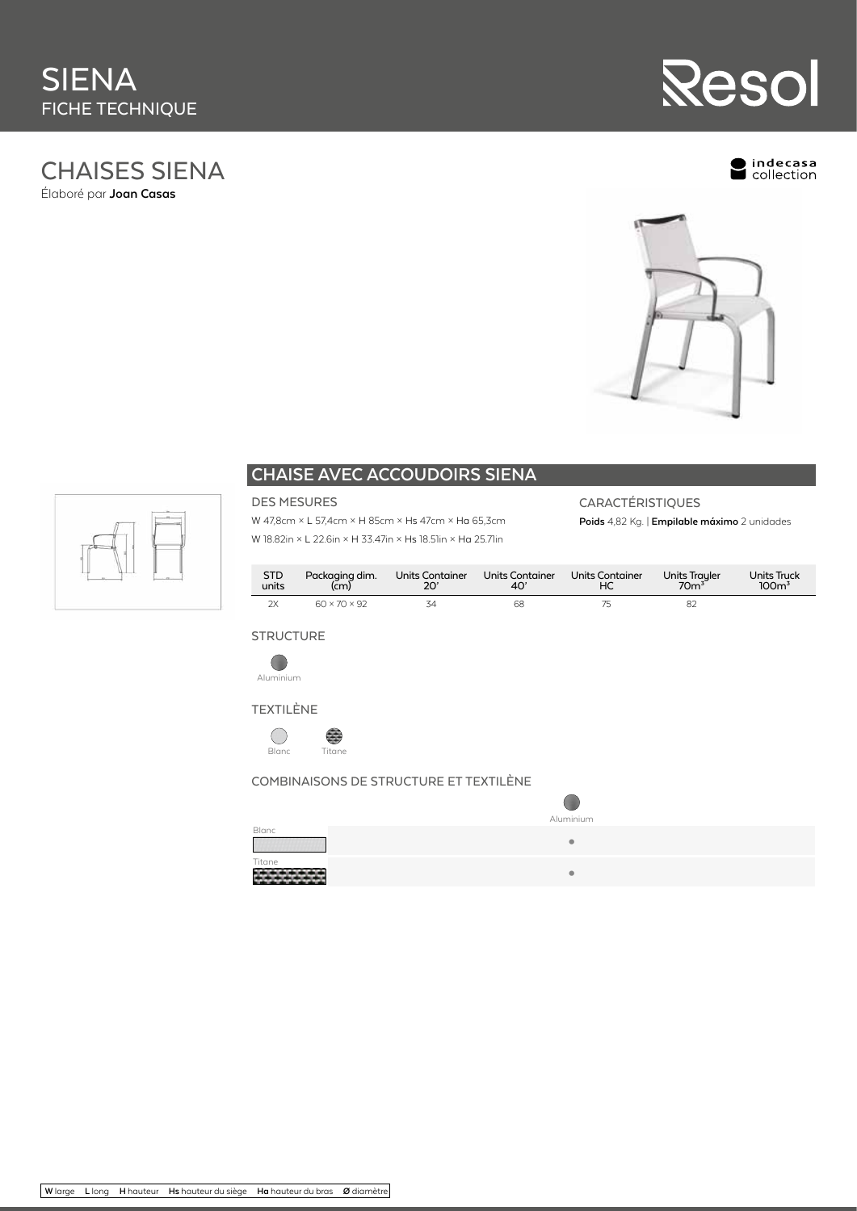# SIENA
FICHE TECHNIQUE

Resol

## CHAISES SIENA

Élaboré par **Joan Casas**

indecasa collection

## CHAISE AVEC ACCOUDOIRS SIENA

### DES MESURES

W 47,8cm × L 57,4cm × H 85cm × Hs 47cm × Ha 65,3cm

W 18.82in × L 22.6in × H 33.47in × Hs 18.51in × Ha 25.71in

### CARACTÉRISTIQUES

**Poids** 4,82 Kg. | **Empilable máximo** 2 unidades

| STD units | Packaging dim. (cm) | Units Container 20' | Units Container 40' | Units Container HC | Units Trayler 70m³ | Units Truck 100m³ |
|---|---|---|---|---|---|---|
| 2X | 60 × 70 × 92 | 34 | 68 | 75 | 82 | |

### STRUCTURE

Aluminium

### TEXTILÈNE

Blanc Titane

### COMBINAISONS DE STRUCTURE ET TEXTILÈNE

| | Aluminium |
|---|---|
| Blanc | • |
| Titane | • |

**W** large **L** long **H** hauteur **Hs** hauteur du siège **Ha** hauteur du bras **Ø** diamètre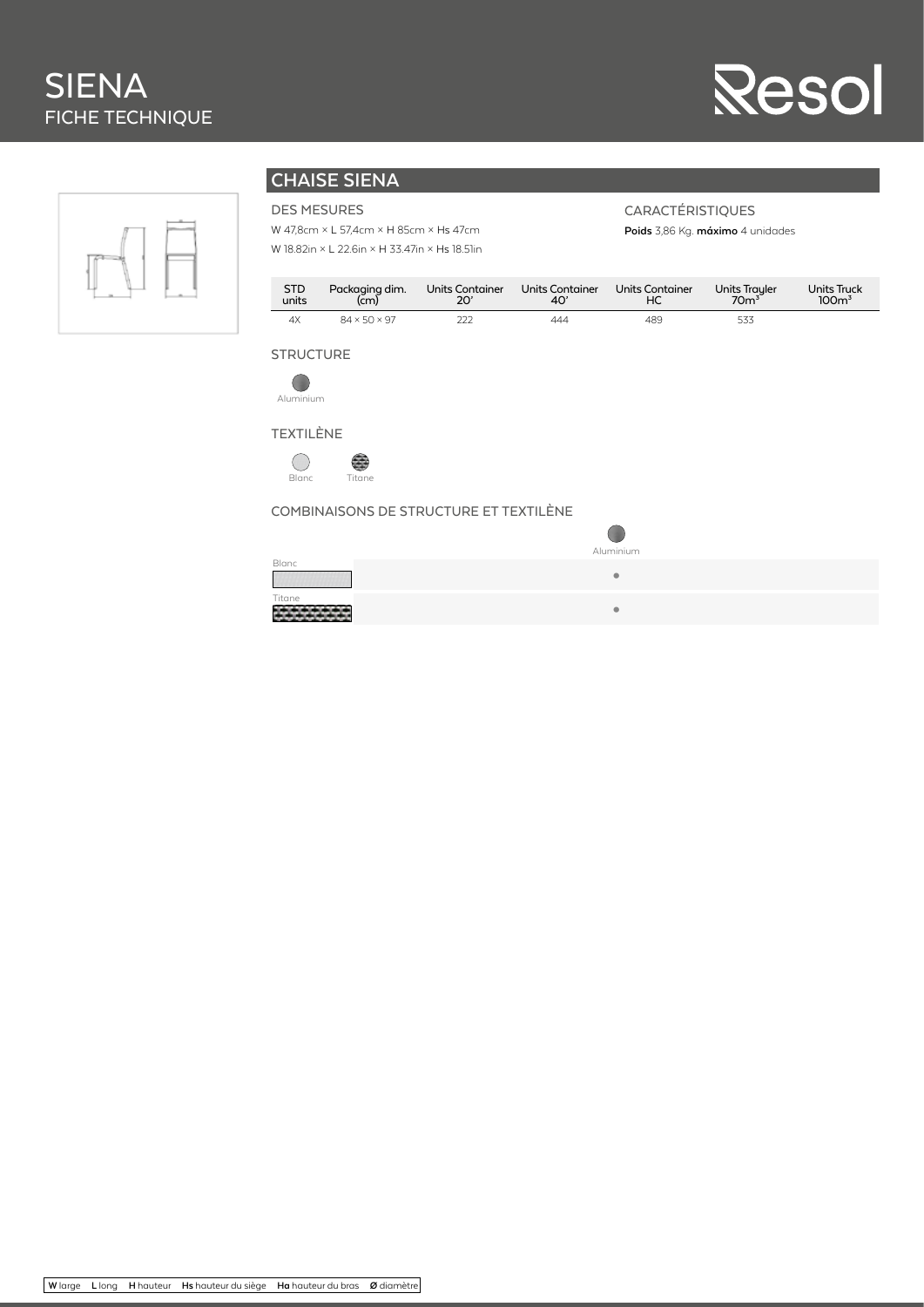# SIENA
## FICHE TECHNIQUE

Resol

## CHAISE SIENA

DES MESURES

W 47,8cm × L 57,4cm × H 85cm × Hs 47cm

W 18.82in × L 22.6in × H 33.47in × Hs 18.51in

CARACTÉRISTIQUES

**Poids** 3,86 Kg. **máximo** 4 unidades

| STD units | Packaging dim. (cm) | Units Container 20' | Units Container 40' | Units Container HC | Units Trayler 70m³ | Units Truck 100m³ |
|---|---|---|---|---|---|---|
| 4X | 84 × 50 × 97 | 222 | 444 | 489 | 533 | |

STRUCTURE

Aluminium

TEXTILÈNE

Blanc    Titane

COMBINAISONS DE STRUCTURE ET TEXTILÈNE

| | Aluminium |
|---|---|
| Blanc | ● |
| Titane | ● |

**W** large **L** long **H** hauteur **Hs** hauteur du siège **Ha** hauteur du bras **Ø** diamètre